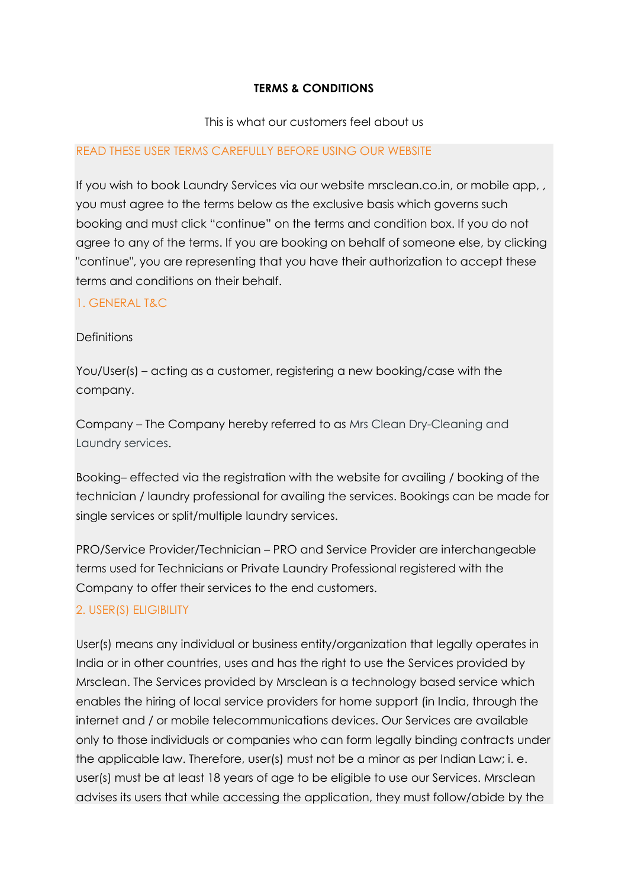**TERMS & CONDITIONS**

This is what our customers feel about us

READ THESE USER TERMS CAREFULLY BEFORE USING OUR WEBSITE

If you wish to book Laundry Services via our website mrsclean.co.in, or mobile app, , you must agree to the terms below as the exclusive basis which governs such booking and must click “continue” on the terms and condition box. If you do not agree to any of the terms. If you are booking on behalf of someone else, by clicking "continue", you are representing that you have their authorization to accept these terms and conditions on their behalf.

## 1. GENERAL T&C

Definitions

You/User(s) – acting as a customer, registering a new booking/case with the company.

Company – The Company hereby referred to as Mrs Clean Dry-Cleaning and Laundry services.

Booking– effected via the registration with the website for availing / booking of the technician / laundry professional for availing the services. Bookings can be made for single services or split/multiple laundry services.

PRO/Service Provider/Technician – PRO and Service Provider are interchangeable terms used for Technicians or Private Laundry Professional registered with the Company to offer their services to the end customers.

## 2. USER(S) ELIGIBILITY

User(s) means any individual or business entity/organization that legally operates in India or in other countries, uses and has the right to use the Services provided by Mrsclean. The Services provided by Mrsclean is a technology based service which enables the hiring of local service providers for home support (in India, through the internet and / or mobile telecommunications devices. Our Services are available only to those individuals or companies who can form legally binding contracts under the applicable law. Therefore, user(s) must not be a minor as per Indian Law; i. e. user(s) must be at least 18 years of age to be eligible to use our Services. Mrsclean advises its users that while accessing the application, they must follow/abide by the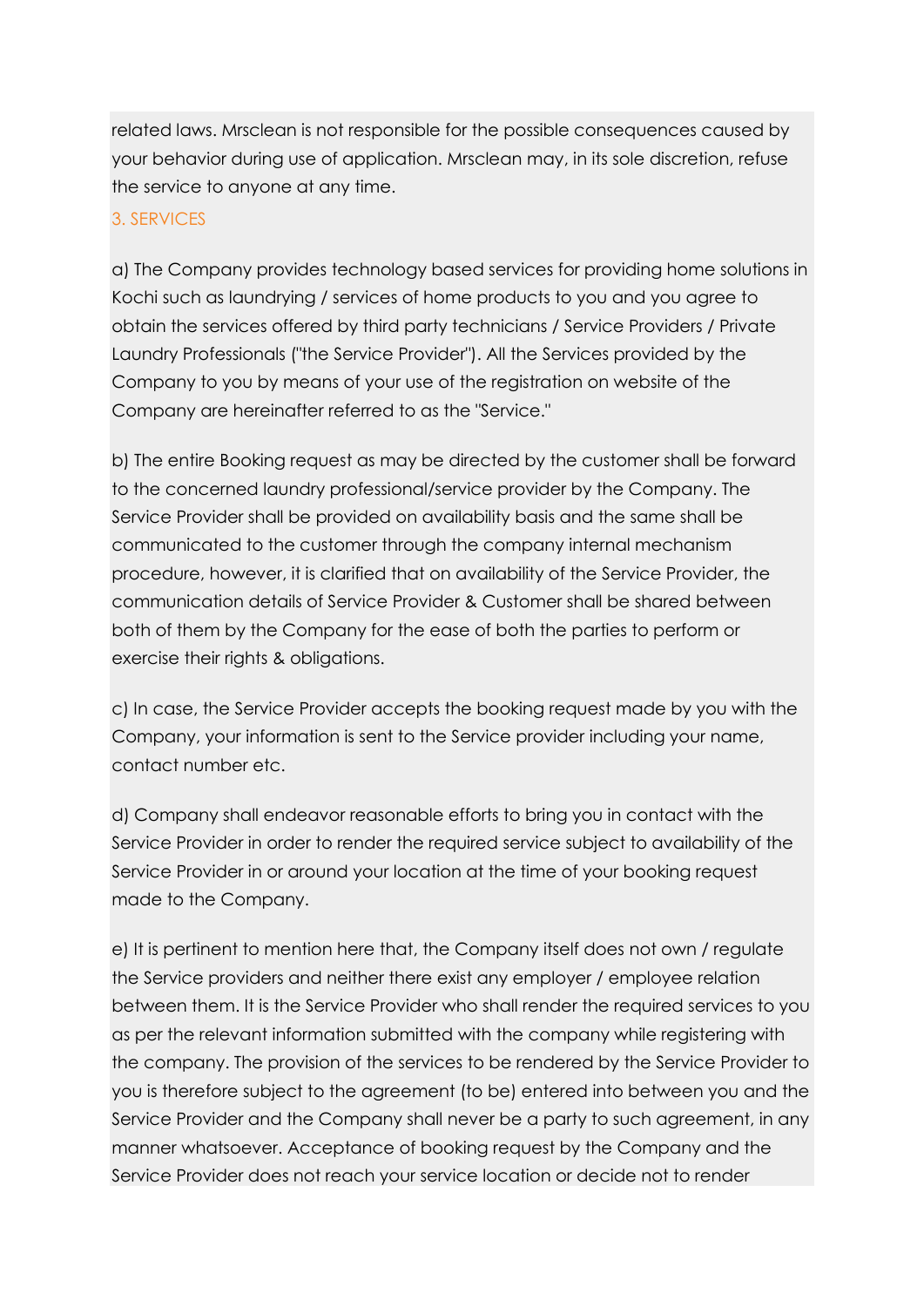related laws. Mrsclean is not responsible for the possible consequences caused by your behavior during use of application. Mrsclean may, in its sole discretion, refuse the service to anyone at any time.

## 3. SERVICES

a) The Company provides technology based services for providing home solutions in Kochi such as laundrying / services of home products to you and you agree to obtain the services offered by third party technicians / Service Providers / Private Laundry Professionals ("the Service Provider"). All the Services provided by the Company to you by means of your use of the registration on website of the Company are hereinafter referred to as the "Service."

b) The entire Booking request as may be directed by the customer shall be forward to the concerned laundry professional/service provider by the Company. The Service Provider shall be provided on availability basis and the same shall be communicated to the customer through the company internal mechanism procedure, however, it is clarified that on availability of the Service Provider, the communication details of Service Provider & Customer shall be shared between both of them by the Company for the ease of both the parties to perform or exercise their rights & obligations.

c) In case, the Service Provider accepts the booking request made by you with the Company, your information is sent to the Service provider including your name, contact number etc.

d) Company shall endeavor reasonable efforts to bring you in contact with the Service Provider in order to render the required service subject to availability of the Service Provider in or around your location at the time of your booking request made to the Company.

e) It is pertinent to mention here that, the Company itself does not own / regulate the Service providers and neither there exist any employer / employee relation between them. It is the Service Provider who shall render the required services to you as per the relevant information submitted with the company while registering with the company. The provision of the services to be rendered by the Service Provider to you is therefore subject to the agreement (to be) entered into between you and the Service Provider and the Company shall never be a party to such agreement, in any manner whatsoever. Acceptance of booking request by the Company and the Service Provider does not reach your service location or decide not to render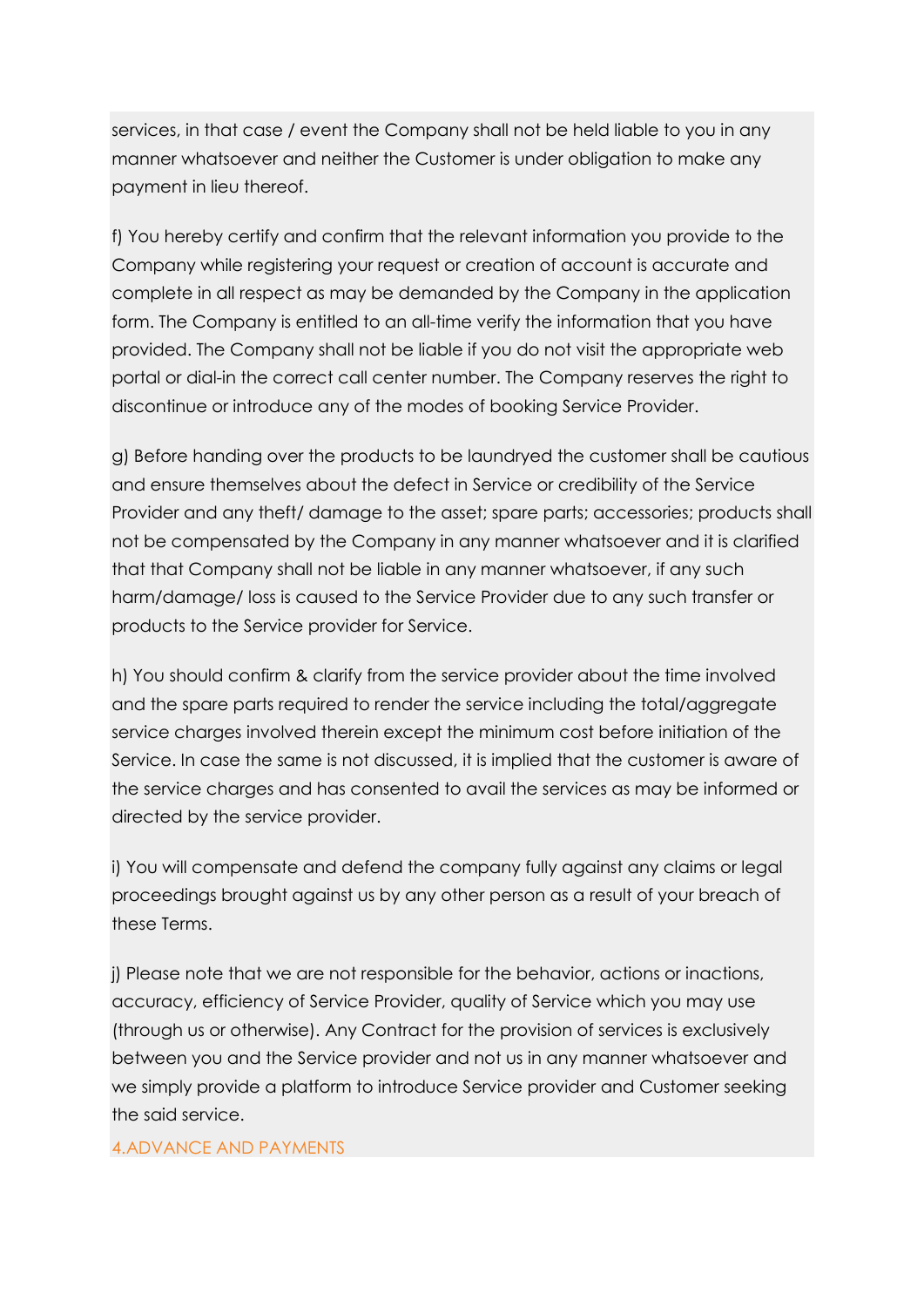services, in that case / event the Company shall not be held liable to you in any manner whatsoever and neither the Customer is under obligation to make any payment in lieu thereof.

f) You hereby certify and confirm that the relevant information you provide to the Company while registering your request or creation of account is accurate and complete in all respect as may be demanded by the Company in the application form. The Company is entitled to an all-time verify the information that you have provided. The Company shall not be liable if you do not visit the appropriate web portal or dial-in the correct call center number. The Company reserves the right to discontinue or introduce any of the modes of booking Service Provider.

g) Before handing over the products to be laundryed the customer shall be cautious and ensure themselves about the defect in Service or credibility of the Service Provider and any theft/ damage to the asset; spare parts; accessories; products shall not be compensated by the Company in any manner whatsoever and it is clarified that that Company shall not be liable in any manner whatsoever, if any such harm/damage/ loss is caused to the Service Provider due to any such transfer or products to the Service provider for Service.

h) You should confirm & clarify from the service provider about the time involved and the spare parts required to render the service including the total/aggregate service charges involved therein except the minimum cost before initiation of the Service. In case the same is not discussed, it is implied that the customer is aware of the service charges and has consented to avail the services as may be informed or directed by the service provider.

i) You will compensate and defend the company fully against any claims or legal proceedings brought against us by any other person as a result of your breach of these Terms.

j) Please note that we are not responsible for the behavior, actions or inactions, accuracy, efficiency of Service Provider, quality of Service which you may use (through us or otherwise). Any Contract for the provision of services is exclusively between you and the Service provider and not us in any manner whatsoever and we simply provide a platform to introduce Service provider and Customer seeking the said service.

## 4.ADVANCE AND PAYMENTS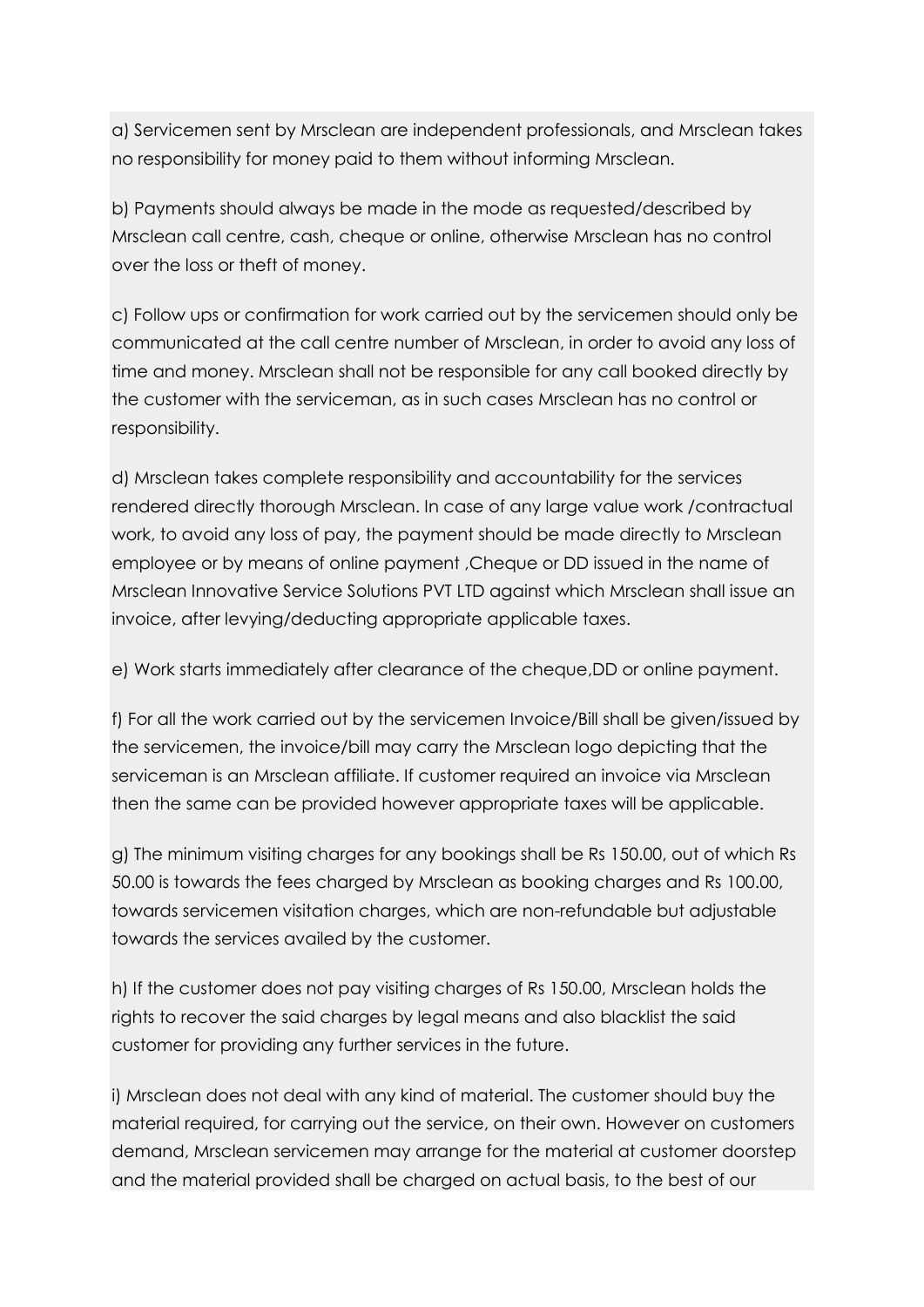a) Servicemen sent by Mrsclean are independent professionals, and Mrsclean takes no responsibility for money paid to them without informing Mrsclean.

b) Payments should always be made in the mode as requested/described by Mrsclean call centre, cash, cheque or online, otherwise Mrsclean has no control over the loss or theft of money.

c) Follow ups or confirmation for work carried out by the servicemen should only be communicated at the call centre number of Mrsclean, in order to avoid any loss of time and money. Mrsclean shall not be responsible for any call booked directly by the customer with the serviceman, as in such cases Mrsclean has no control or responsibility.

d) Mrsclean takes complete responsibility and accountability for the services rendered directly thorough Mrsclean. In case of any large value work /contractual work, to avoid any loss of pay, the payment should be made directly to Mrsclean employee or by means of online payment ,Cheque or DD issued in the name of Mrsclean Innovative Service Solutions PVT LTD against which Mrsclean shall issue an invoice, after levying/deducting appropriate applicable taxes.

e) Work starts immediately after clearance of the cheque,DD or online payment.

f) For all the work carried out by the servicemen Invoice/Bill shall be given/issued by the servicemen, the invoice/bill may carry the Mrsclean logo depicting that the serviceman is an Mrsclean affiliate. If customer required an invoice via Mrsclean then the same can be provided however appropriate taxes will be applicable.

g) The minimum visiting charges for any bookings shall be Rs 150.00, out of which Rs 50.00 is towards the fees charged by Mrsclean as booking charges and Rs 100.00, towards servicemen visitation charges, which are non-refundable but adjustable towards the services availed by the customer.

h) If the customer does not pay visiting charges of Rs 150.00, Mrsclean holds the rights to recover the said charges by legal means and also blacklist the said customer for providing any further services in the future.

i) Mrsclean does not deal with any kind of material. The customer should buy the material required, for carrying out the service, on their own. However on customers demand, Mrsclean servicemen may arrange for the material at customer doorstep and the material provided shall be charged on actual basis, to the best of our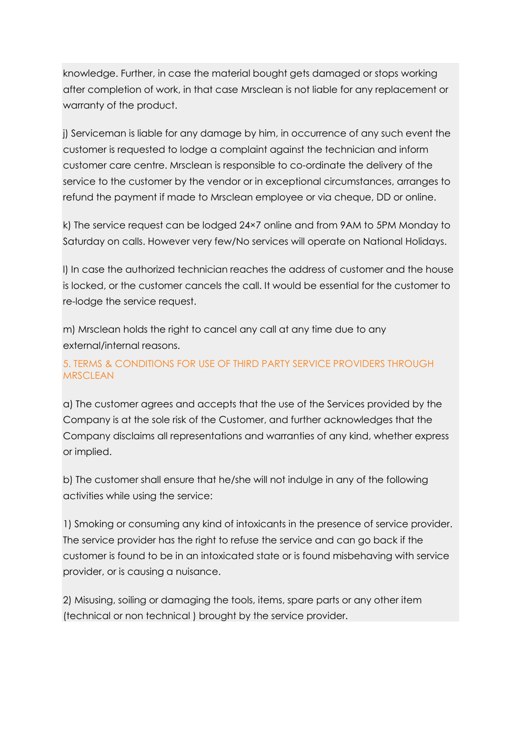knowledge. Further, in case the material bought gets damaged or stops working after completion of work, in that case Mrsclean is not liable for any replacement or warranty of the product.

j) Serviceman is liable for any damage by him, in occurrence of any such event the customer is requested to lodge a complaint against the technician and inform customer care centre. Mrsclean is responsible to co-ordinate the delivery of the service to the customer by the vendor or in exceptional circumstances, arranges to refund the payment if made to Mrsclean employee or via cheque, DD or online.

k) The service request can be lodged 24×7 online and from 9AM to 5PM Monday to Saturday on calls. However very few/No services will operate on National Holidays.

l) In case the authorized technician reaches the address of customer and the house is locked, or the customer cancels the call. It would be essential for the customer to re-lodge the service request.

m) Mrsclean holds the right to cancel any call at any time due to any external/internal reasons.

## 5. TERMS & CONDITIONS FOR USE OF THIRD PARTY SERVICE PROVIDERS THROUGH MRSCLEAN

a) The customer agrees and accepts that the use of the Services provided by the Company is at the sole risk of the Customer, and further acknowledges that the Company disclaims all representations and warranties of any kind, whether express or implied.

b) The customer shall ensure that he/she will not indulge in any of the following activities while using the service:

1) Smoking or consuming any kind of intoxicants in the presence of service provider. The service provider has the right to refuse the service and can go back if the customer is found to be in an intoxicated state or is found misbehaving with service provider, or is causing a nuisance.

2) Misusing, soiling or damaging the tools, items, spare parts or any other item (technical or non technical ) brought by the service provider.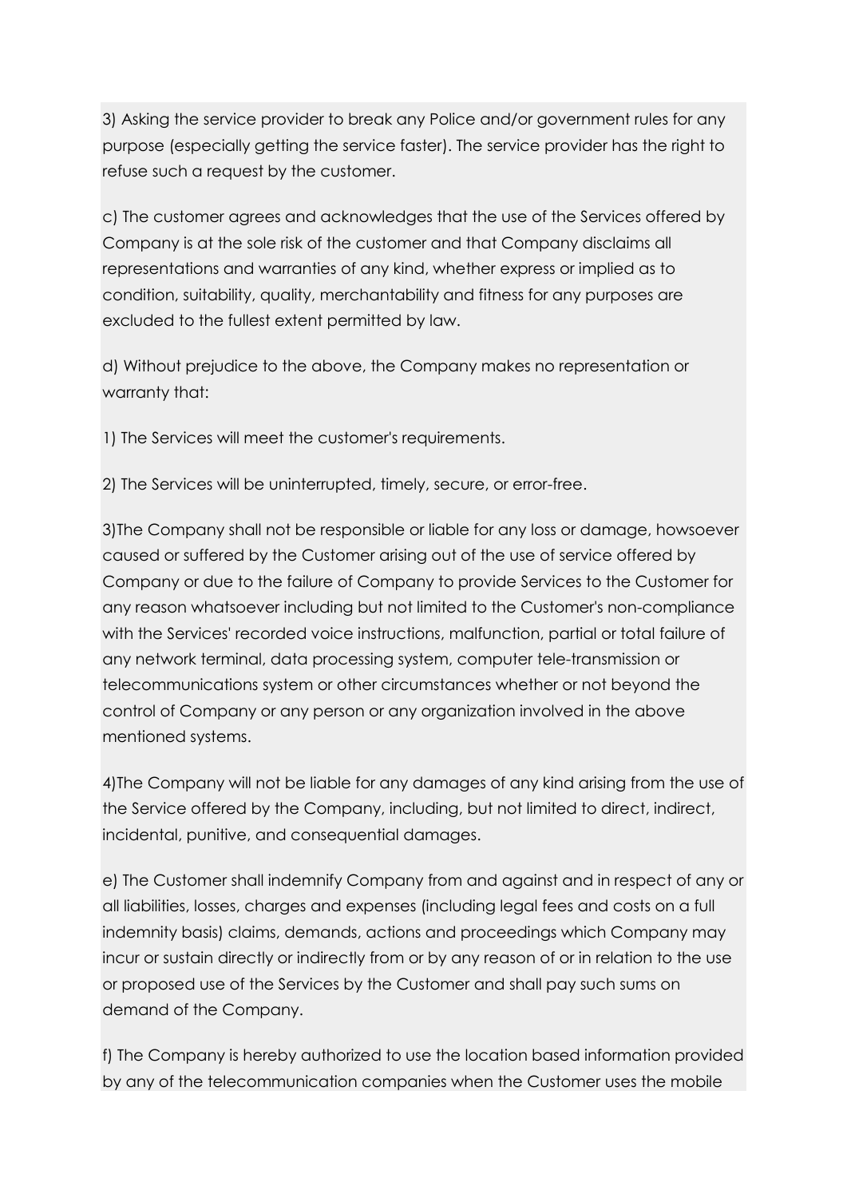3) Asking the service provider to break any Police and/or government rules for any purpose (especially getting the service faster). The service provider has the right to refuse such a request by the customer.

c) The customer agrees and acknowledges that the use of the Services offered by Company is at the sole risk of the customer and that Company disclaims all representations and warranties of any kind, whether express or implied as to condition, suitability, quality, merchantability and fitness for any purposes are excluded to the fullest extent permitted by law.

d) Without prejudice to the above, the Company makes no representation or warranty that:

1) The Services will meet the customer's requirements.

2) The Services will be uninterrupted, timely, secure, or error-free.

3)The Company shall not be responsible or liable for any loss or damage, howsoever caused or suffered by the Customer arising out of the use of service offered by Company or due to the failure of Company to provide Services to the Customer for any reason whatsoever including but not limited to the Customer's non-compliance with the Services' recorded voice instructions, malfunction, partial or total failure of any network terminal, data processing system, computer tele-transmission or telecommunications system or other circumstances whether or not beyond the control of Company or any person or any organization involved in the above mentioned systems.

4)The Company will not be liable for any damages of any kind arising from the use of the Service offered by the Company, including, but not limited to direct, indirect, incidental, punitive, and consequential damages.

e) The Customer shall indemnify Company from and against and in respect of any or all liabilities, losses, charges and expenses (including legal fees and costs on a full indemnity basis) claims, demands, actions and proceedings which Company may incur or sustain directly or indirectly from or by any reason of or in relation to the use or proposed use of the Services by the Customer and shall pay such sums on demand of the Company.

f) The Company is hereby authorized to use the location based information provided by any of the telecommunication companies when the Customer uses the mobile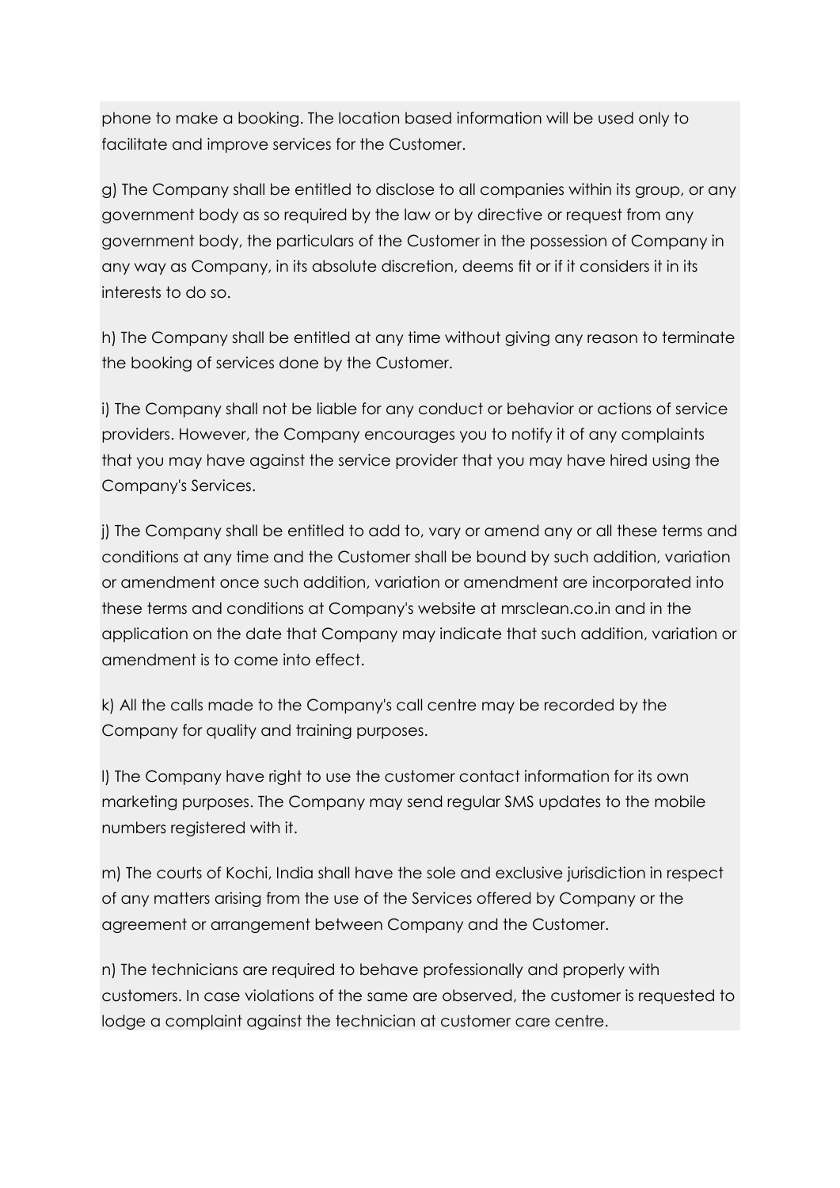phone to make a booking. The location based information will be used only to facilitate and improve services for the Customer.

g) The Company shall be entitled to disclose to all companies within its group, or any government body as so required by the law or by directive or request from any government body, the particulars of the Customer in the possession of Company in any way as Company, in its absolute discretion, deems fit or if it considers it in its interests to do so.

h) The Company shall be entitled at any time without giving any reason to terminate the booking of services done by the Customer.

i) The Company shall not be liable for any conduct or behavior or actions of service providers. However, the Company encourages you to notify it of any complaints that you may have against the service provider that you may have hired using the Company's Services.

j) The Company shall be entitled to add to, vary or amend any or all these terms and conditions at any time and the Customer shall be bound by such addition, variation or amendment once such addition, variation or amendment are incorporated into these terms and conditions at Company's website at mrsclean.co.in and in the application on the date that Company may indicate that such addition, variation or amendment is to come into effect.

k) All the calls made to the Company's call centre may be recorded by the Company for quality and training purposes.

l) The Company have right to use the customer contact information for its own marketing purposes. The Company may send regular SMS updates to the mobile numbers registered with it.

m) The courts of Kochi, India shall have the sole and exclusive jurisdiction in respect of any matters arising from the use of the Services offered by Company or the agreement or arrangement between Company and the Customer.

n) The technicians are required to behave professionally and properly with customers. In case violations of the same are observed, the customer is requested to lodge a complaint against the technician at customer care centre.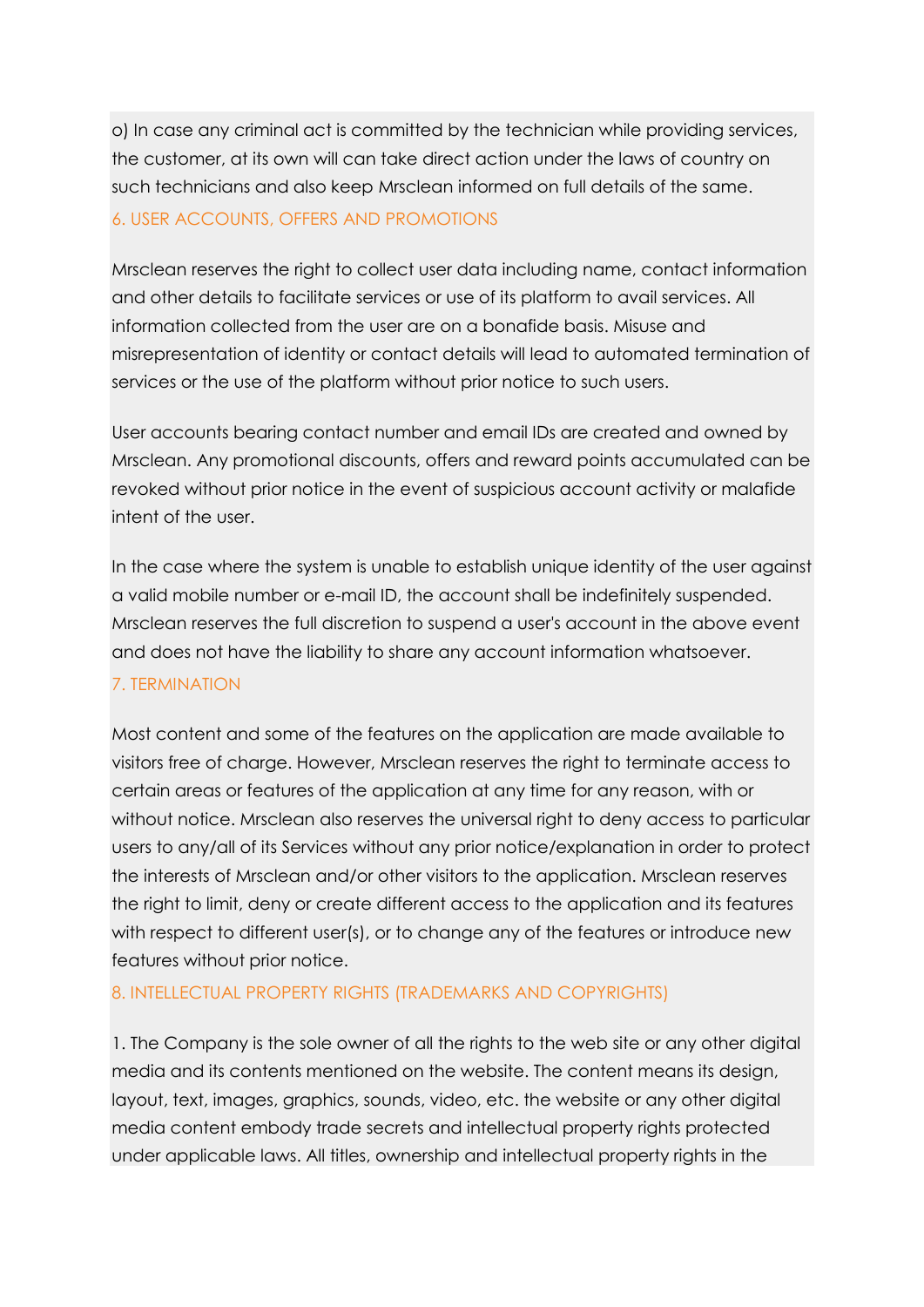o) In case any criminal act is committed by the technician while providing services, the customer, at its own will can take direct action under the laws of country on such technicians and also keep Mrsclean informed on full details of the same.

## 6. USER ACCOUNTS, OFFERS AND PROMOTIONS

Mrsclean reserves the right to collect user data including name, contact information and other details to facilitate services or use of its platform to avail services. All information collected from the user are on a bonafide basis. Misuse and misrepresentation of identity or contact details will lead to automated termination of services or the use of the platform without prior notice to such users.

User accounts bearing contact number and email IDs are created and owned by Mrsclean. Any promotional discounts, offers and reward points accumulated can be revoked without prior notice in the event of suspicious account activity or malafide intent of the user.

In the case where the system is unable to establish unique identity of the user against a valid mobile number or e-mail ID, the account shall be indefinitely suspended. Mrsclean reserves the full discretion to suspend a user's account in the above event and does not have the liability to share any account information whatsoever.

## 7. TERMINATION

Most content and some of the features on the application are made available to visitors free of charge. However, Mrsclean reserves the right to terminate access to certain areas or features of the application at any time for any reason, with or without notice. Mrsclean also reserves the universal right to deny access to particular users to any/all of its Services without any prior notice/explanation in order to protect the interests of Mrsclean and/or other visitors to the application. Mrsclean reserves the right to limit, deny or create different access to the application and its features with respect to different user(s), or to change any of the features or introduce new features without prior notice.

## 8. INTELLECTUAL PROPERTY RIGHTS (TRADEMARKS AND COPYRIGHTS)

1. The Company is the sole owner of all the rights to the web site or any other digital media and its contents mentioned on the website. The content means its design, layout, text, images, graphics, sounds, video, etc. the website or any other digital media content embody trade secrets and intellectual property rights protected under applicable laws. All titles, ownership and intellectual property rights in the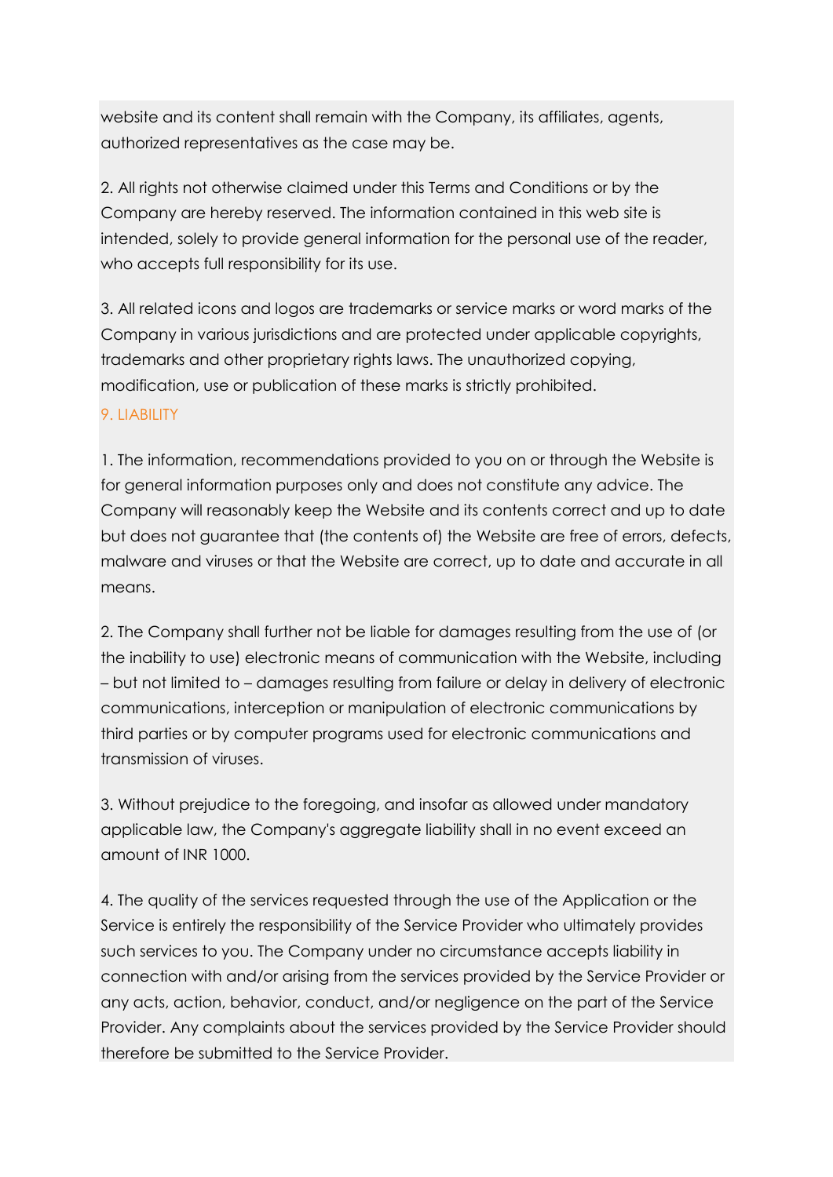website and its content shall remain with the Company, its affiliates, agents, authorized representatives as the case may be.

2. All rights not otherwise claimed under this Terms and Conditions or by the Company are hereby reserved. The information contained in this web site is intended, solely to provide general information for the personal use of the reader, who accepts full responsibility for its use.

3. All related icons and logos are trademarks or service marks or word marks of the Company in various jurisdictions and are protected under applicable copyrights, trademarks and other proprietary rights laws. The unauthorized copying, modification, use or publication of these marks is strictly prohibited.

## 9. LIABILITY

1. The information, recommendations provided to you on or through the Website is for general information purposes only and does not constitute any advice. The Company will reasonably keep the Website and its contents correct and up to date but does not guarantee that (the contents of) the Website are free of errors, defects, malware and viruses or that the Website are correct, up to date and accurate in all means.

2. The Company shall further not be liable for damages resulting from the use of (or the inability to use) electronic means of communication with the Website, including – but not limited to – damages resulting from failure or delay in delivery of electronic communications, interception or manipulation of electronic communications by third parties or by computer programs used for electronic communications and transmission of viruses.

3. Without prejudice to the foregoing, and insofar as allowed under mandatory applicable law, the Company's aggregate liability shall in no event exceed an amount of INR 1000.

4. The quality of the services requested through the use of the Application or the Service is entirely the responsibility of the Service Provider who ultimately provides such services to you. The Company under no circumstance accepts liability in connection with and/or arising from the services provided by the Service Provider or any acts, action, behavior, conduct, and/or negligence on the part of the Service Provider. Any complaints about the services provided by the Service Provider should therefore be submitted to the Service Provider.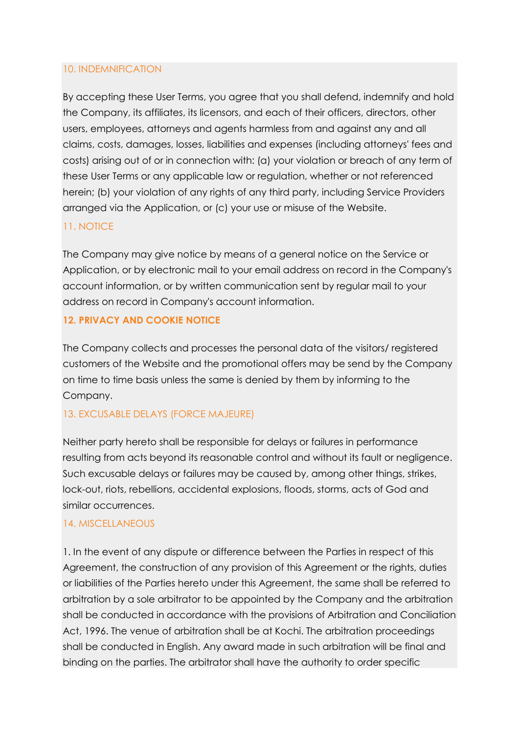## 10. INDEMNIFICATION

By accepting these User Terms, you agree that you shall defend, indemnify and hold the Company, its affiliates, its licensors, and each of their officers, directors, other users, employees, attorneys and agents harmless from and against any and all claims, costs, damages, losses, liabilities and expenses (including attorneys' fees and costs) arising out of or in connection with: (a) your violation or breach of any term of these User Terms or any applicable law or regulation, whether or not referenced herein; (b) your violation of any rights of any third party, including Service Providers arranged via the Application, or (c) your use or misuse of the Website.

## 11. NOTICE

The Company may give notice by means of a general notice on the Service or Application, or by electronic mail to your email address on record in the Company's account information, or by written communication sent by regular mail to your address on record in Company's account information.

## 12. PRIVACY AND COOKIE NOTICE

The Company collects and processes the personal data of the visitors/ registered customers of the Website and the promotional offers may be send by the Company on time to time basis unless the same is denied by them by informing to the Company.

## 13. EXCUSABLE DELAYS (FORCE MAJEURE)

Neither party hereto shall be responsible for delays or failures in performance resulting from acts beyond its reasonable control and without its fault or negligence. Such excusable delays or failures may be caused by, among other things, strikes, lock-out, riots, rebellions, accidental explosions, floods, storms, acts of God and similar occurrences.

## 14. MISCELLANEOUS

1. In the event of any dispute or difference between the Parties in respect of this Agreement, the construction of any provision of this Agreement or the rights, duties or liabilities of the Parties hereto under this Agreement, the same shall be referred to arbitration by a sole arbitrator to be appointed by the Company and the arbitration shall be conducted in accordance with the provisions of Arbitration and Conciliation Act, 1996. The venue of arbitration shall be at Kochi. The arbitration proceedings shall be conducted in English. Any award made in such arbitration will be final and binding on the parties. The arbitrator shall have the authority to order specific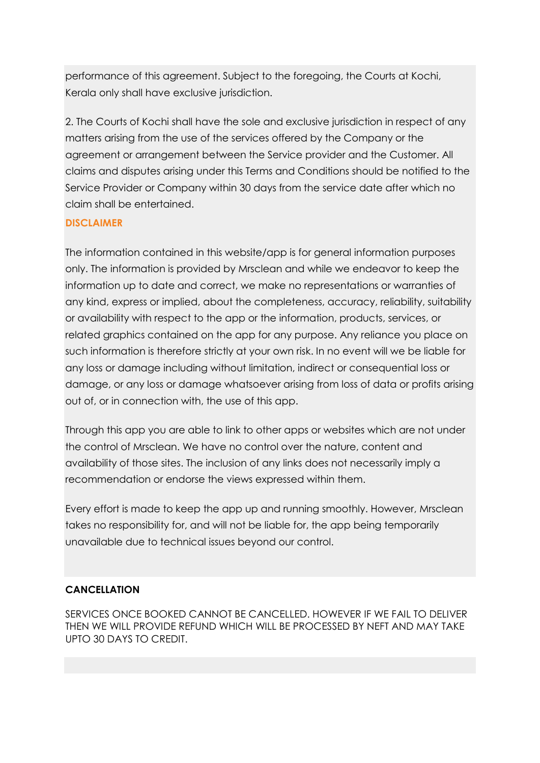performance of this agreement. Subject to the foregoing, the Courts at Kochi, Kerala only shall have exclusive jurisdiction.

2. The Courts of Kochi shall have the sole and exclusive jurisdiction in respect of any matters arising from the use of the services offered by the Company or the agreement or arrangement between the Service provider and the Customer. All claims and disputes arising under this Terms and Conditions should be notified to the Service Provider or Company within 30 days from the service date after which no claim shall be entertained.

## DISCLAIMER

The information contained in this website/app is for general information purposes only. The information is provided by Mrsclean and while we endeavor to keep the information up to date and correct, we make no representations or warranties of any kind, express or implied, about the completeness, accuracy, reliability, suitability or availability with respect to the app or the information, products, services, or related graphics contained on the app for any purpose. Any reliance you place on such information is therefore strictly at your own risk. In no event will we be liable for any loss or damage including without limitation, indirect or consequential loss or damage, or any loss or damage whatsoever arising from loss of data or profits arising out of, or in connection with, the use of this app.

Through this app you are able to link to other apps or websites which are not under the control of Mrsclean. We have no control over the nature, content and availability of those sites. The inclusion of any links does not necessarily imply a recommendation or endorse the views expressed within them.

Every effort is made to keep the app up and running smoothly. However, Mrsclean takes no responsibility for, and will not be liable for, the app being temporarily unavailable due to technical issues beyond our control.

## CANCELLATION

SERVICES ONCE BOOKED CANNOT BE CANCELLED. HOWEVER IF WE FAIL TO DELIVER THEN WE WILL PROVIDE REFUND WHICH WILL BE PROCESSED BY NEFT AND MAY TAKE UPTO 30 DAYS TO CREDIT.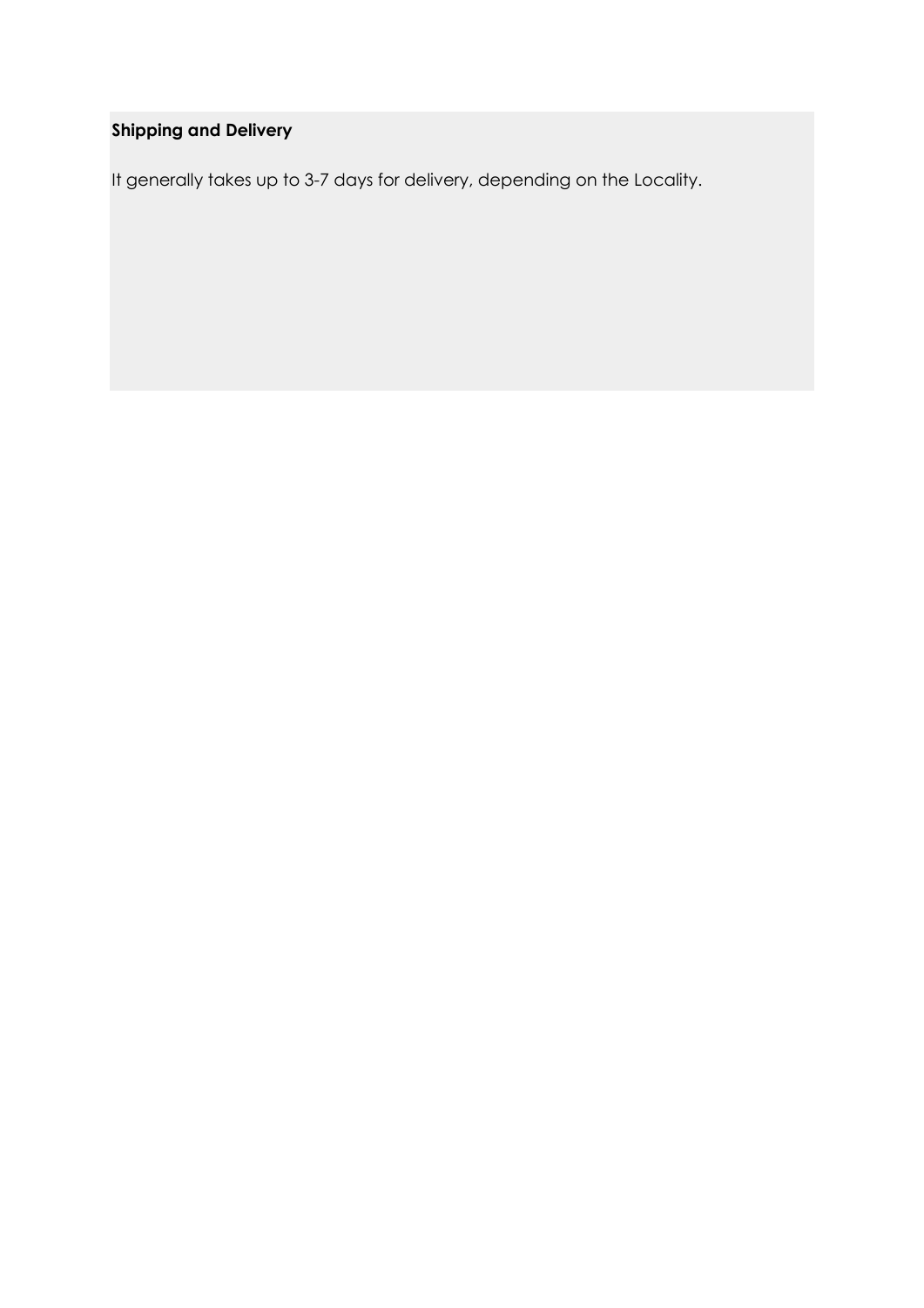**Shipping and Delivery**

It generally takes up to 3-7 days for delivery, depending on the Locality.